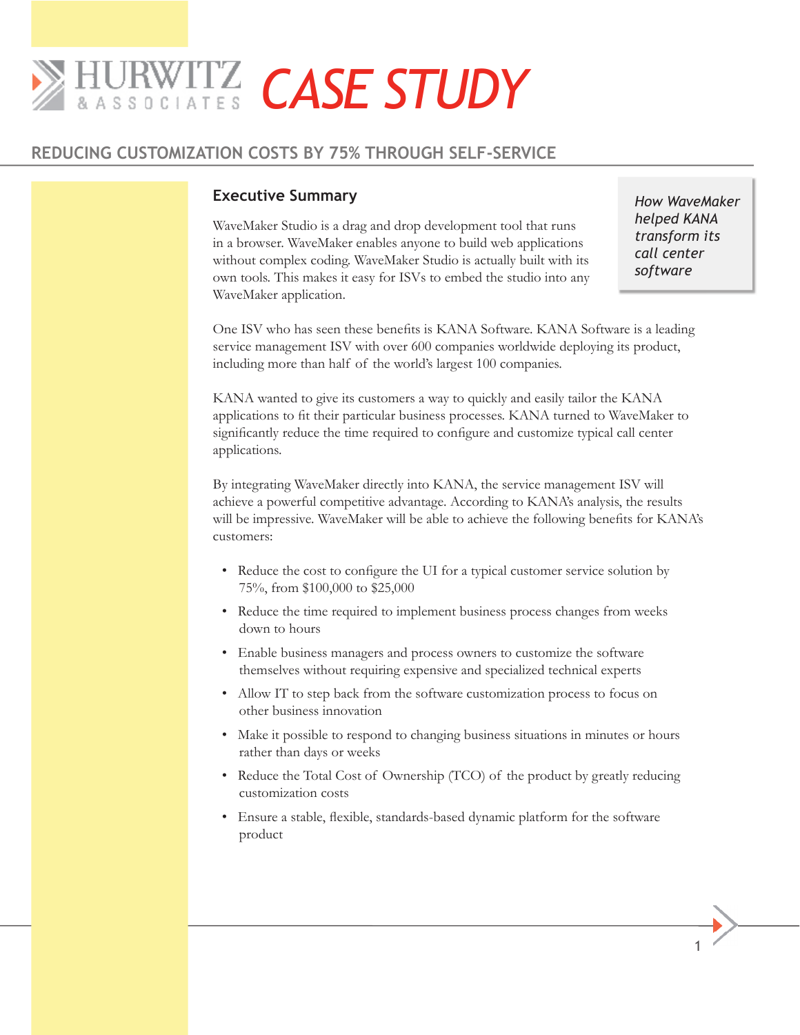# HURWITZ & ASSOCIATES CASE STUDY

## REDUCING CUSTOMIZATION COSTS BY 75% THROUGH SELF-SERVICE

*How WaveMaker helped KANA transform its call center software*

### Executive Summary

WaveMaker Studio is a drag and drop development tool that runs in a browser. WaveMaker enables anyone to build web applications without complex coding. WaveMaker Studio is actually built with its own tools. This makes it easy for ISVs to embed the studio into any WaveMaker application.

One ISV who has seen these benefits is KANA Software. KANA Software is a leading service management ISV with over 600 companies worldwide deploying its product, including more than half of the world's largest 100 companies.

KANA wanted to give its customers a way to quickly and easily tailor the KANA applications to fit their particular business processes. KANA turned to WaveMaker to significantly reduce the time required to configure and customize typical call center applications.

By integrating WaveMaker directly into KANA, the service management ISV will achieve a powerful competitive advantage. According to KANA's analysis, the results will be impressive. WaveMaker will be able to achieve the following benefits for KANA's customers:

- Reduce the cost to configure the UI for a typical customer service solution by 75%, from $100,000 to $25,000
- Reduce the time required to implement business process changes from weeks down to hours
- Enable business managers and process owners to customize the software themselves without requiring expensive and specialized technical experts
- Allow IT to step back from the software customization process to focus on other business innovation
- Make it possible to respond to changing business situations in minutes or hours rather than days or weeks
- Reduce the Total Cost of Ownership (TCO) of the product by greatly reducing customization costs
- Ensure a stable, flexible, standards-based dynamic platform for the software product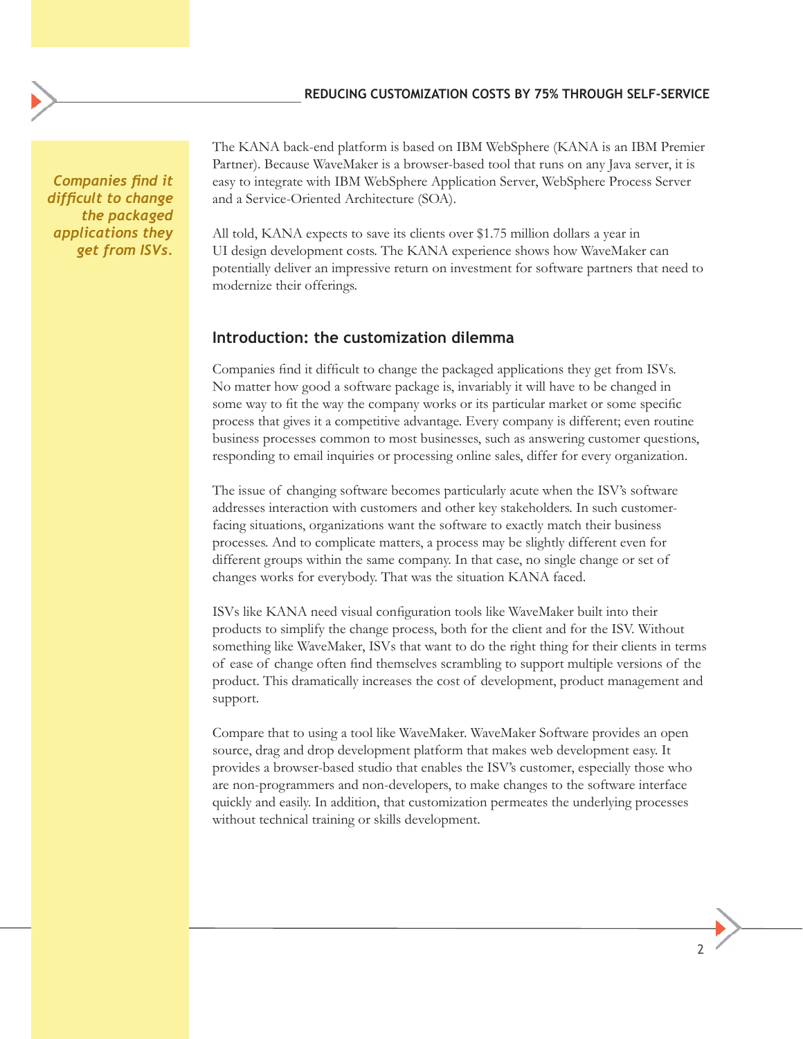*Companies find it difficult to change the packaged applications they get from ISVs.*

The KANA back-end platform is based on IBM WebSphere (KANA is an IBM Premier Partner). Because WaveMaker is a browser-based tool that runs on any Java server, it is easy to integrate with IBM WebSphere Application Server, WebSphere Process Server and a Service-Oriented Architecture (SOA).

All told, KANA expects to save its clients over $1.75 million dollars a year in UI design development costs. The KANA experience shows how WaveMaker can potentially deliver an impressive return on investment for software partners that need to modernize their offerings.

## Introduction: the customization dilemma

Companies find it difficult to change the packaged applications they get from ISVs. No matter how good a software package is, invariably it will have to be changed in some way to fit the way the company works or its particular market or some specific process that gives it a competitive advantage. Every company is different; even routine business processes common to most businesses, such as answering customer questions, responding to email inquiries or processing online sales, differ for every organization.

The issue of changing software becomes particularly acute when the ISV's software addresses interaction with customers and other key stakeholders. In such customer-facing situations, organizations want the software to exactly match their business processes. And to complicate matters, a process may be slightly different even for different groups within the same company. In that case, no single change or set of changes works for everybody. That was the situation KANA faced.

ISVs like KANA need visual configuration tools like WaveMaker built into their products to simplify the change process, both for the client and for the ISV. Without something like WaveMaker, ISVs that want to do the right thing for their clients in terms of ease of change often find themselves scrambling to support multiple versions of the product. This dramatically increases the cost of development, product management and support.

Compare that to using a tool like WaveMaker. WaveMaker Software provides an open source, drag and drop development platform that makes web development easy. It provides a browser-based studio that enables the ISV's customer, especially those who are non-programmers and non-developers, to make changes to the software interface quickly and easily. In addition, that customization permeates the underlying processes without technical training or skills development.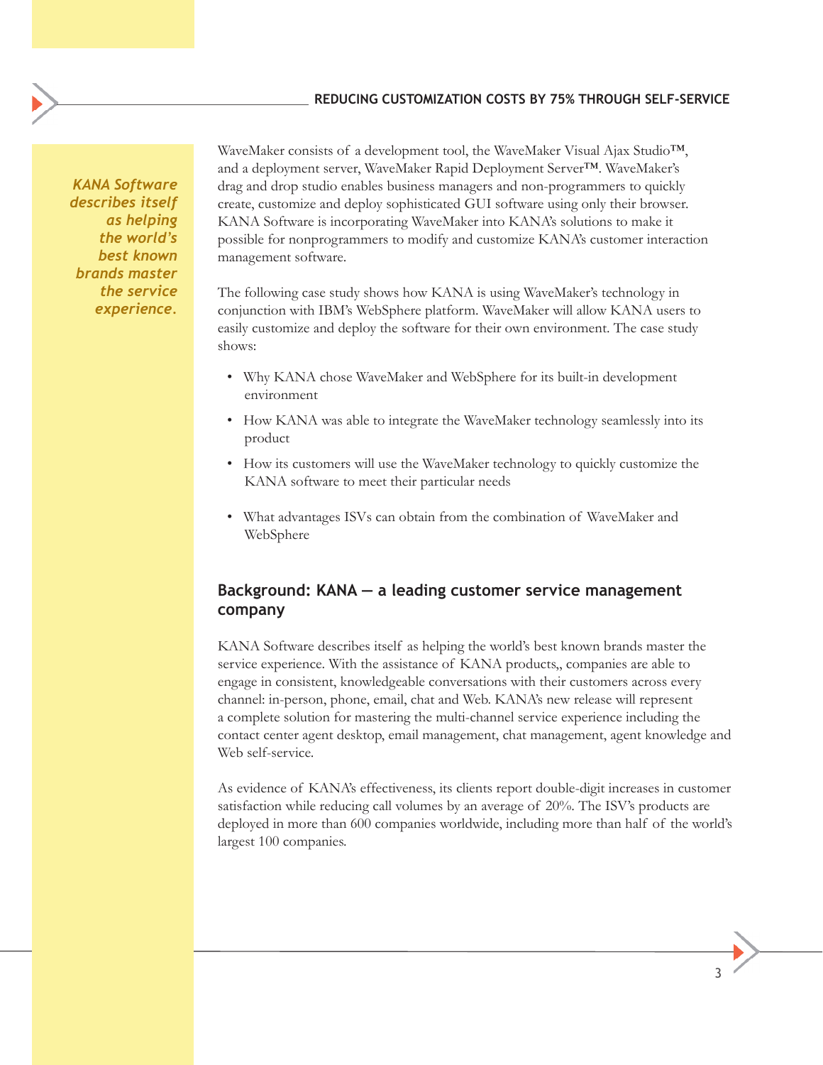*KANA Software describes itself as helping the world's best known brands master the service experience.*

WaveMaker consists of a development tool, the WaveMaker Visual Ajax Studio™, and a deployment server, WaveMaker Rapid Deployment Server™. WaveMaker's drag and drop studio enables business managers and non-programmers to quickly create, customize and deploy sophisticated GUI software using only their browser. KANA Software is incorporating WaveMaker into KANA's solutions to make it possible for nonprogrammers to modify and customize KANA's customer interaction management software.

The following case study shows how KANA is using WaveMaker's technology in conjunction with IBM's WebSphere platform. WaveMaker will allow KANA users to easily customize and deploy the software for their own environment. The case study shows:

- Why KANA chose WaveMaker and WebSphere for its built-in development environment
- How KANA was able to integrate the WaveMaker technology seamlessly into its product
- How its customers will use the WaveMaker technology to quickly customize the KANA software to meet their particular needs
- What advantages ISVs can obtain from the combination of WaveMaker and WebSphere

## Background: KANA — a leading customer service management company

KANA Software describes itself as helping the world's best known brands master the service experience. With the assistance of KANA products,, companies are able to engage in consistent, knowledgeable conversations with their customers across every channel: in-person, phone, email, chat and Web. KANA's new release will represent a complete solution for mastering the multi-channel service experience including the contact center agent desktop, email management, chat management, agent knowledge and Web self-service.

As evidence of KANA's effectiveness, its clients report double-digit increases in customer satisfaction while reducing call volumes by an average of 20%. The ISV's products are deployed in more than 600 companies worldwide, including more than half of the world's largest 100 companies.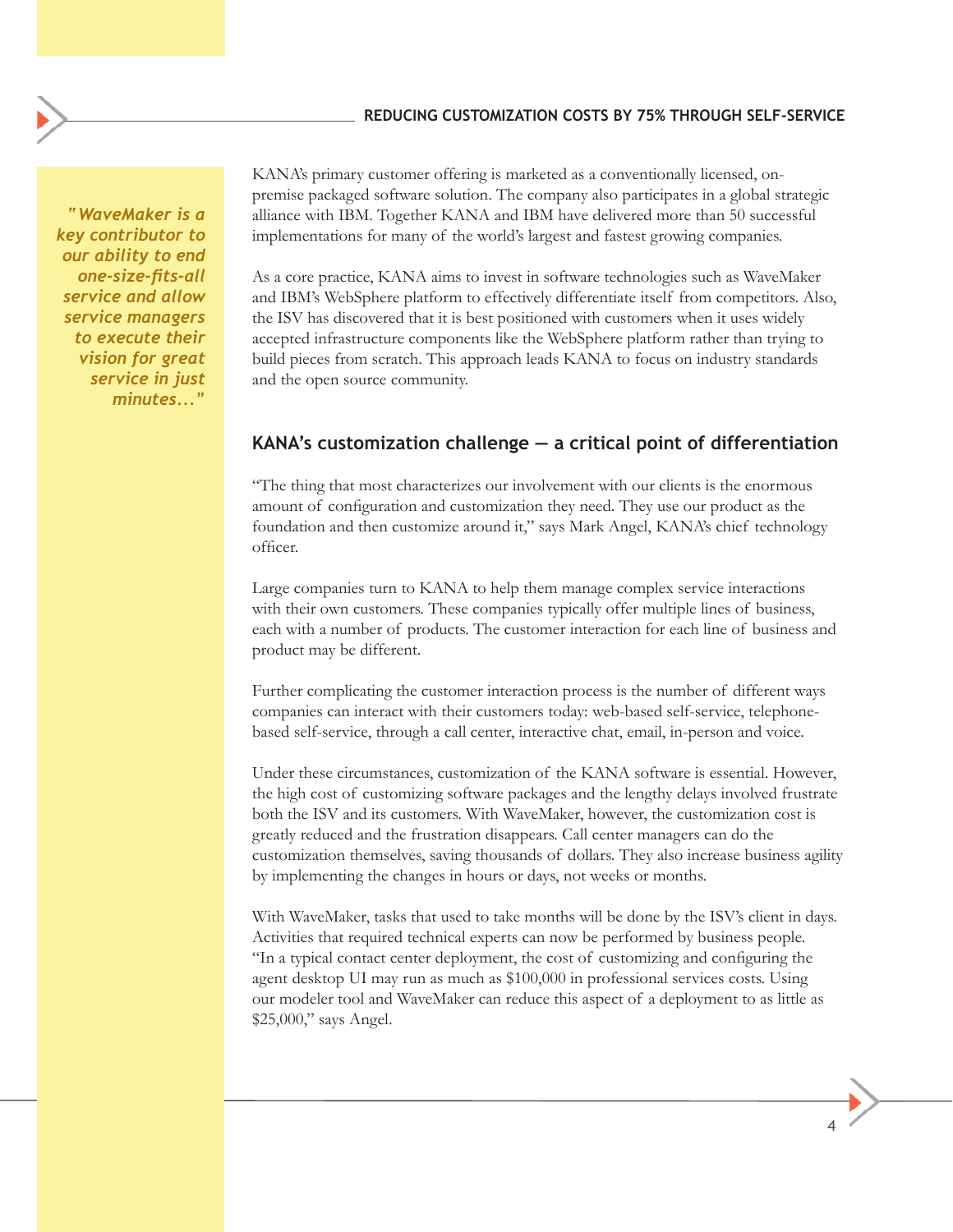> ***"WaveMaker is a key contributor to our ability to end one-size-fits-all service and allow service managers to execute their vision for great service in just minutes..."***

KANA's primary customer offering is marketed as a conventionally licensed, on-premise packaged software solution. The company also participates in a global strategic alliance with IBM. Together KANA and IBM have delivered more than 50 successful implementations for many of the world's largest and fastest growing companies.

As a core practice, KANA aims to invest in software technologies such as WaveMaker and IBM's WebSphere platform to effectively differentiate itself from competitors. Also, the ISV has discovered that it is best positioned with customers when it uses widely accepted infrastructure components like the WebSphere platform rather than trying to build pieces from scratch. This approach leads KANA to focus on industry standards and the open source community.

## KANA's customization challenge — a critical point of differentiation

"The thing that most characterizes our involvement with our clients is the enormous amount of configuration and customization they need. They use our product as the foundation and then customize around it," says Mark Angel, KANA's chief technology officer.

Large companies turn to KANA to help them manage complex service interactions with their own customers. These companies typically offer multiple lines of business, each with a number of products. The customer interaction for each line of business and product may be different.

Further complicating the customer interaction process is the number of different ways companies can interact with their customers today: web-based self-service, telephone-based self-service, through a call center, interactive chat, email, in-person and voice.

Under these circumstances, customization of the KANA software is essential. However, the high cost of customizing software packages and the lengthy delays involved frustrate both the ISV and its customers. With WaveMaker, however, the customization cost is greatly reduced and the frustration disappears. Call center managers can do the customization themselves, saving thousands of dollars. They also increase business agility by implementing the changes in hours or days, not weeks or months.

With WaveMaker, tasks that used to take months will be done by the ISV's client in days. Activities that required technical experts can now be performed by business people. "In a typical contact center deployment, the cost of customizing and configuring the agent desktop UI may run as much as $100,000 in professional services costs. Using our modeler tool and WaveMaker can reduce this aspect of a deployment to as little as $25,000," says Angel.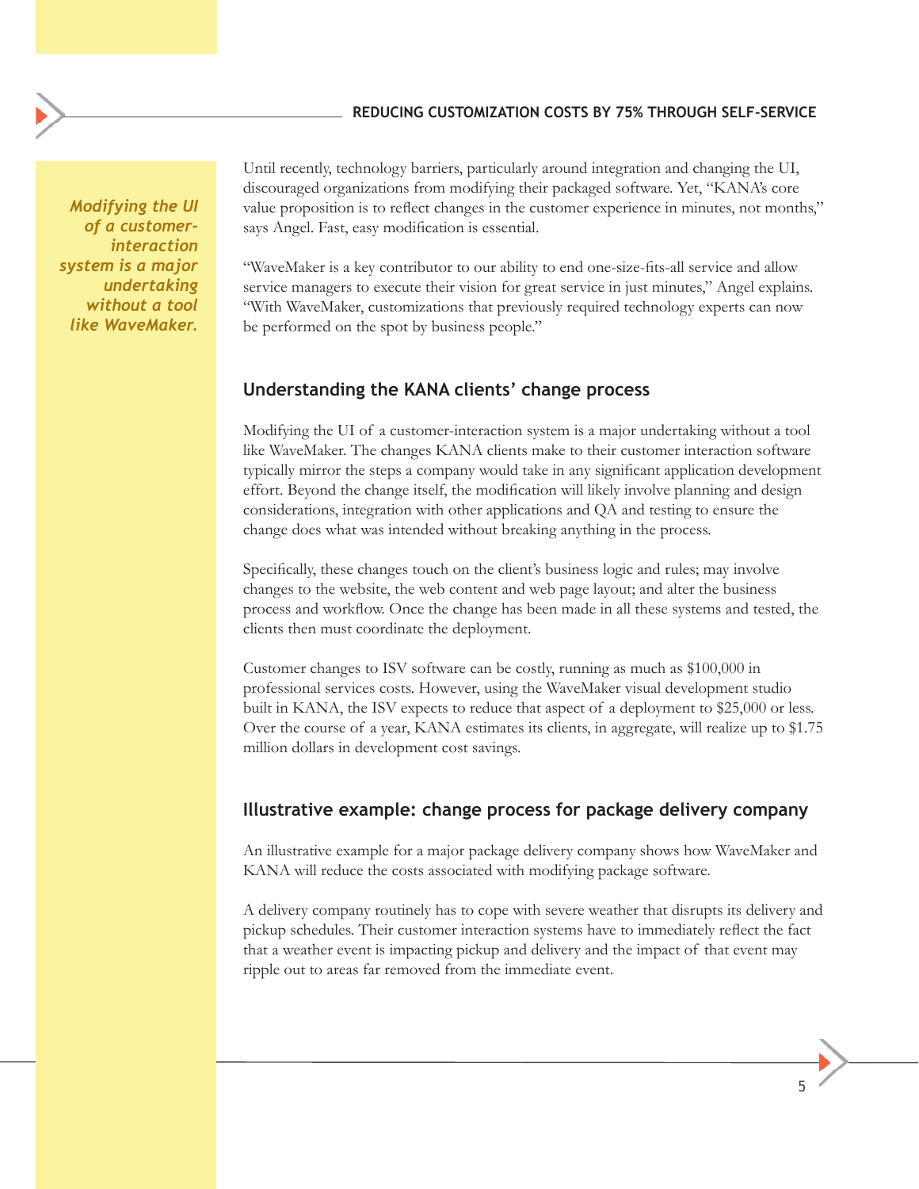*Modifying the UI of a customer-interaction system is a major undertaking without a tool like WaveMaker.*

Until recently, technology barriers, particularly around integration and changing the UI, discouraged organizations from modifying their packaged software. Yet, "KANA's core value proposition is to reflect changes in the customer experience in minutes, not months," says Angel. Fast, easy modification is essential.

"WaveMaker is a key contributor to our ability to end one-size-fits-all service and allow service managers to execute their vision for great service in just minutes," Angel explains. "With WaveMaker, customizations that previously required technology experts can now be performed on the spot by business people."

## Understanding the KANA clients' change process

Modifying the UI of a customer-interaction system is a major undertaking without a tool like WaveMaker. The changes KANA clients make to their customer interaction software typically mirror the steps a company would take in any significant application development effort. Beyond the change itself, the modification will likely involve planning and design considerations, integration with other applications and QA and testing to ensure the change does what was intended without breaking anything in the process.

Specifically, these changes touch on the client's business logic and rules; may involve changes to the website, the web content and web page layout; and alter the business process and workflow. Once the change has been made in all these systems and tested, the clients then must coordinate the deployment.

Customer changes to ISV software can be costly, running as much as $100,000 in professional services costs. However, using the WaveMaker visual development studio built in KANA, the ISV expects to reduce that aspect of a deployment to $25,000 or less. Over the course of a year, KANA estimates its clients, in aggregate, will realize up to $1.75 million dollars in development cost savings.

## Illustrative example: change process for package delivery company

An illustrative example for a major package delivery company shows how WaveMaker and KANA will reduce the costs associated with modifying package software.

A delivery company routinely has to cope with severe weather that disrupts its delivery and pickup schedules. Their customer interaction systems have to immediately reflect the fact that a weather event is impacting pickup and delivery and the impact of that event may ripple out to areas far removed from the immediate event.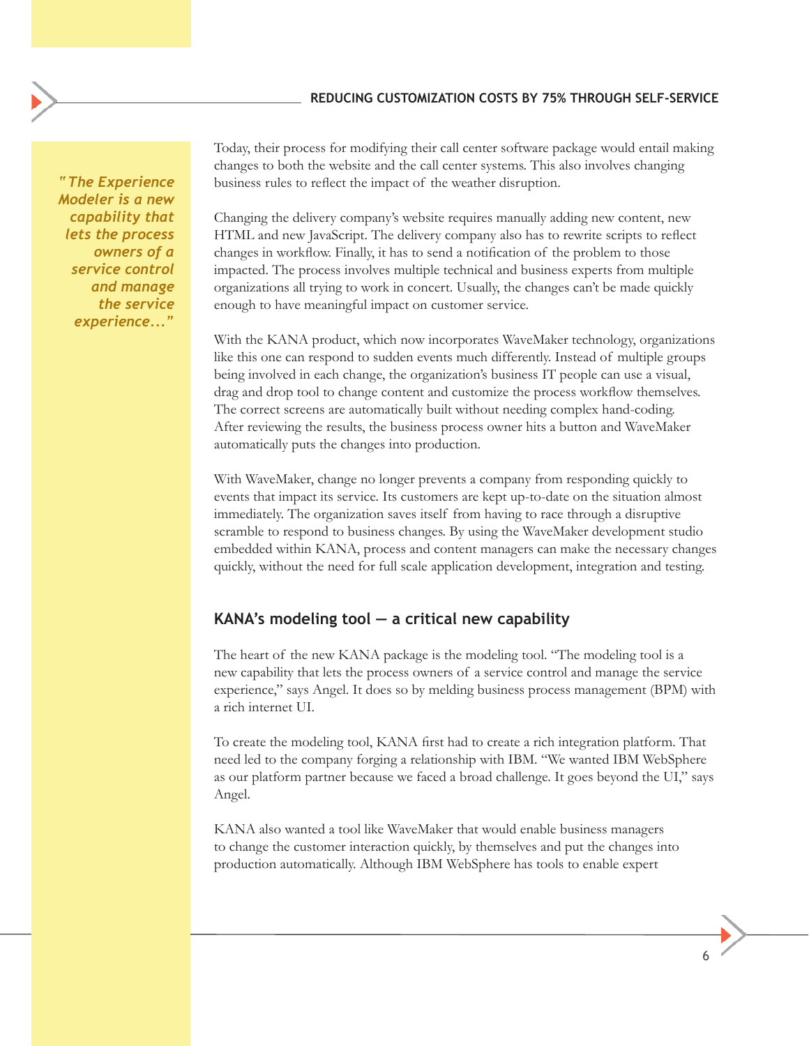*"The Experience Modeler is a new capability that lets the process owners of a service control and manage the service experience..."*

Today, their process for modifying their call center software package would entail making changes to both the website and the call center systems. This also involves changing business rules to reflect the impact of the weather disruption.

Changing the delivery company's website requires manually adding new content, new HTML and new JavaScript. The delivery company also has to rewrite scripts to reflect changes in workflow. Finally, it has to send a notification of the problem to those impacted. The process involves multiple technical and business experts from multiple organizations all trying to work in concert. Usually, the changes can't be made quickly enough to have meaningful impact on customer service.

With the KANA product, which now incorporates WaveMaker technology, organizations like this one can respond to sudden events much differently. Instead of multiple groups being involved in each change, the organization's business IT people can use a visual, drag and drop tool to change content and customize the process workflow themselves. The correct screens are automatically built without needing complex hand-coding. After reviewing the results, the business process owner hits a button and WaveMaker automatically puts the changes into production.

With WaveMaker, change no longer prevents a company from responding quickly to events that impact its service. Its customers are kept up-to-date on the situation almost immediately. The organization saves itself from having to race through a disruptive scramble to respond to business changes. By using the WaveMaker development studio embedded within KANA, process and content managers can make the necessary changes quickly, without the need for full scale application development, integration and testing.

## KANA's modeling tool — a critical new capability

The heart of the new KANA package is the modeling tool. "The modeling tool is a new capability that lets the process owners of a service control and manage the service experience," says Angel. It does so by melding business process management (BPM) with a rich internet UI.

To create the modeling tool, KANA first had to create a rich integration platform. That need led to the company forging a relationship with IBM. "We wanted IBM WebSphere as our platform partner because we faced a broad challenge. It goes beyond the UI," says Angel.

KANA also wanted a tool like WaveMaker that would enable business managers to change the customer interaction quickly, by themselves and put the changes into production automatically. Although IBM WebSphere has tools to enable expert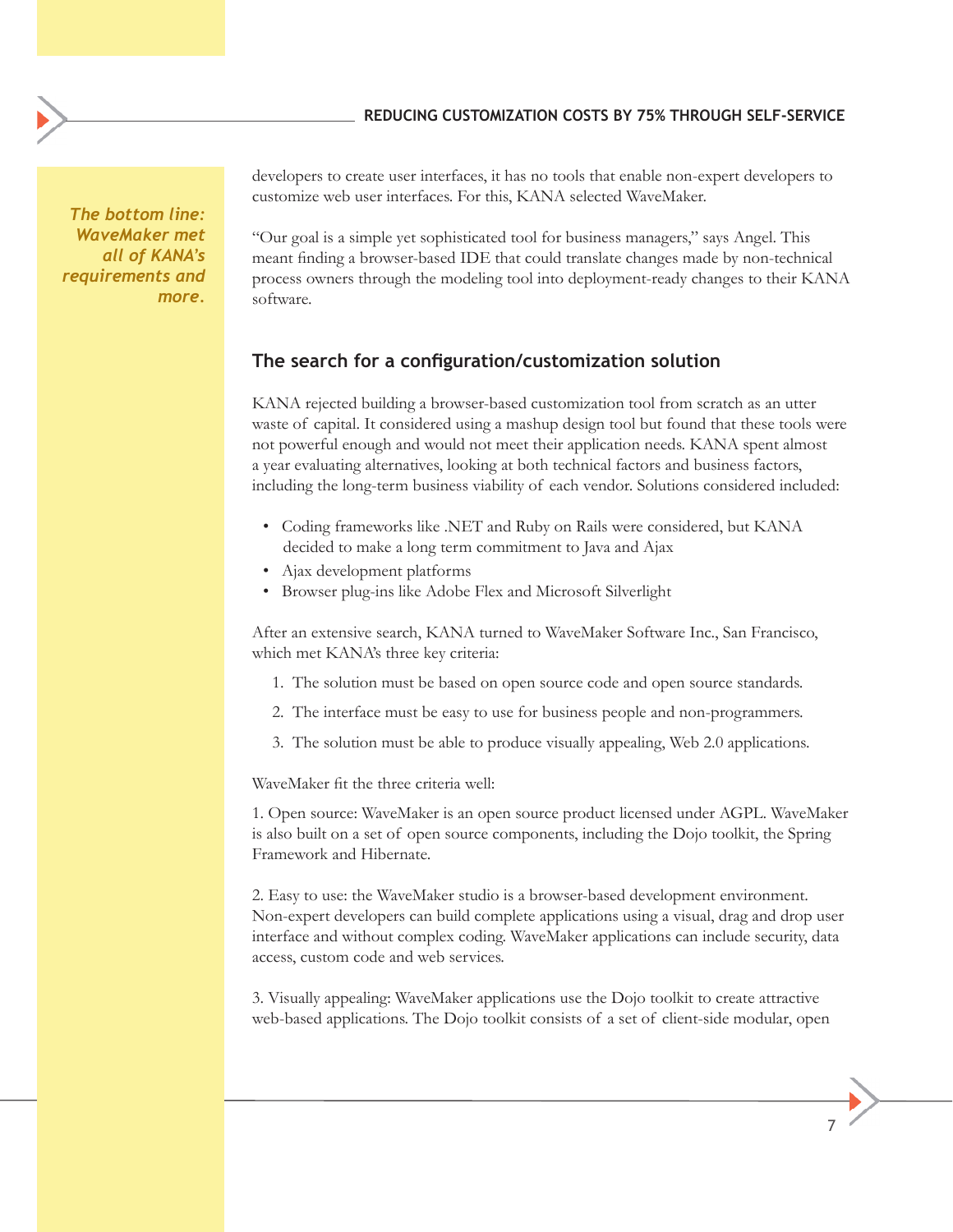*The bottom line: WaveMaker met all of KANA's requirements and more.*

developers to create user interfaces, it has no tools that enable non-expert developers to customize web user interfaces. For this, KANA selected WaveMaker.

"Our goal is a simple yet sophisticated tool for business managers," says Angel. This meant finding a browser-based IDE that could translate changes made by non-technical process owners through the modeling tool into deployment-ready changes to their KANA software.

## The search for a configuration/customization solution

KANA rejected building a browser-based customization tool from scratch as an utter waste of capital. It considered using a mashup design tool but found that these tools were not powerful enough and would not meet their application needs. KANA spent almost a year evaluating alternatives, looking at both technical factors and business factors, including the long-term business viability of each vendor. Solutions considered included:

- Coding frameworks like .NET and Ruby on Rails were considered, but KANA decided to make a long term commitment to Java and Ajax
- Ajax development platforms
- Browser plug-ins like Adobe Flex and Microsoft Silverlight

After an extensive search, KANA turned to WaveMaker Software Inc., San Francisco, which met KANA's three key criteria:

1. The solution must be based on open source code and open source standards.
2. The interface must be easy to use for business people and non-programmers.
3. The solution must be able to produce visually appealing, Web 2.0 applications.

WaveMaker fit the three criteria well:

1. Open source: WaveMaker is an open source product licensed under AGPL. WaveMaker is also built on a set of open source components, including the Dojo toolkit, the Spring Framework and Hibernate.

2. Easy to use: the WaveMaker studio is a browser-based development environment. Non-expert developers can build complete applications using a visual, drag and drop user interface and without complex coding. WaveMaker applications can include security, data access, custom code and web services.

3. Visually appealing: WaveMaker applications use the Dojo toolkit to create attractive web-based applications. The Dojo toolkit consists of a set of client-side modular, open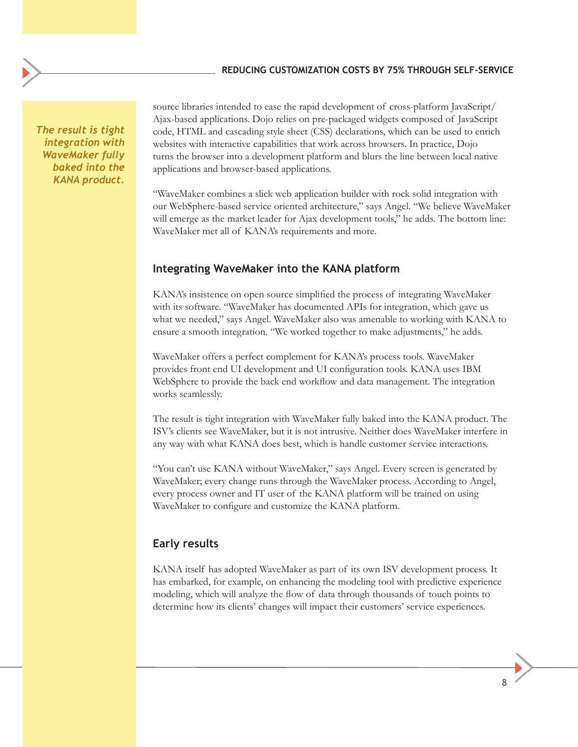*The result is tight integration with WaveMaker fully baked into the KANA product.*

source libraries intended to ease the rapid development of cross-platform JavaScript/Ajax-based applications. Dojo relies on pre-packaged widgets composed of JavaScript code, HTML and cascading style sheet (CSS) declarations, which can be used to enrich websites with interactive capabilities that work across browsers. In practice, Dojo turns the browser into a development platform and blurs the line between local native applications and browser-based applications.

"WaveMaker combines a slick web application builder with rock solid integration with our WebSphere-based service oriented architecture," says Angel. "We believe WaveMaker will emerge as the market leader for Ajax development tools," he adds. The bottom line: WaveMaker met all of KANA's requirements and more.

## Integrating WaveMaker into the KANA platform

KANA's insistence on open source simplified the process of integrating WaveMaker with its software. "WaveMaker has documented APIs for integration, which gave us what we needed," says Angel. WaveMaker also was amenable to working with KANA to ensure a smooth integration. "We worked together to make adjustments," he adds.

WaveMaker offers a perfect complement for KANA's process tools. WaveMaker provides front end UI development and UI configuration tools. KANA uses IBM WebSphere to provide the back end workflow and data management. The integration works seamlessly.

The result is tight integration with WaveMaker fully baked into the KANA product. The ISV's clients see WaveMaker, but it is not intrusive. Neither does WaveMaker interfere in any way with what KANA does best, which is handle customer service interactions.

"You can't use KANA without WaveMaker," says Angel. Every screen is generated by WaveMaker; every change runs through the WaveMaker process. According to Angel, every process owner and IT user of the KANA platform will be trained on using WaveMaker to configure and customize the KANA platform.

## Early results

KANA itself has adopted WaveMaker as part of its own ISV development process. It has embarked, for example, on enhancing the modeling tool with predictive experience modeling, which will analyze the flow of data through thousands of touch points to determine how its clients' changes will impact their customers' service experiences.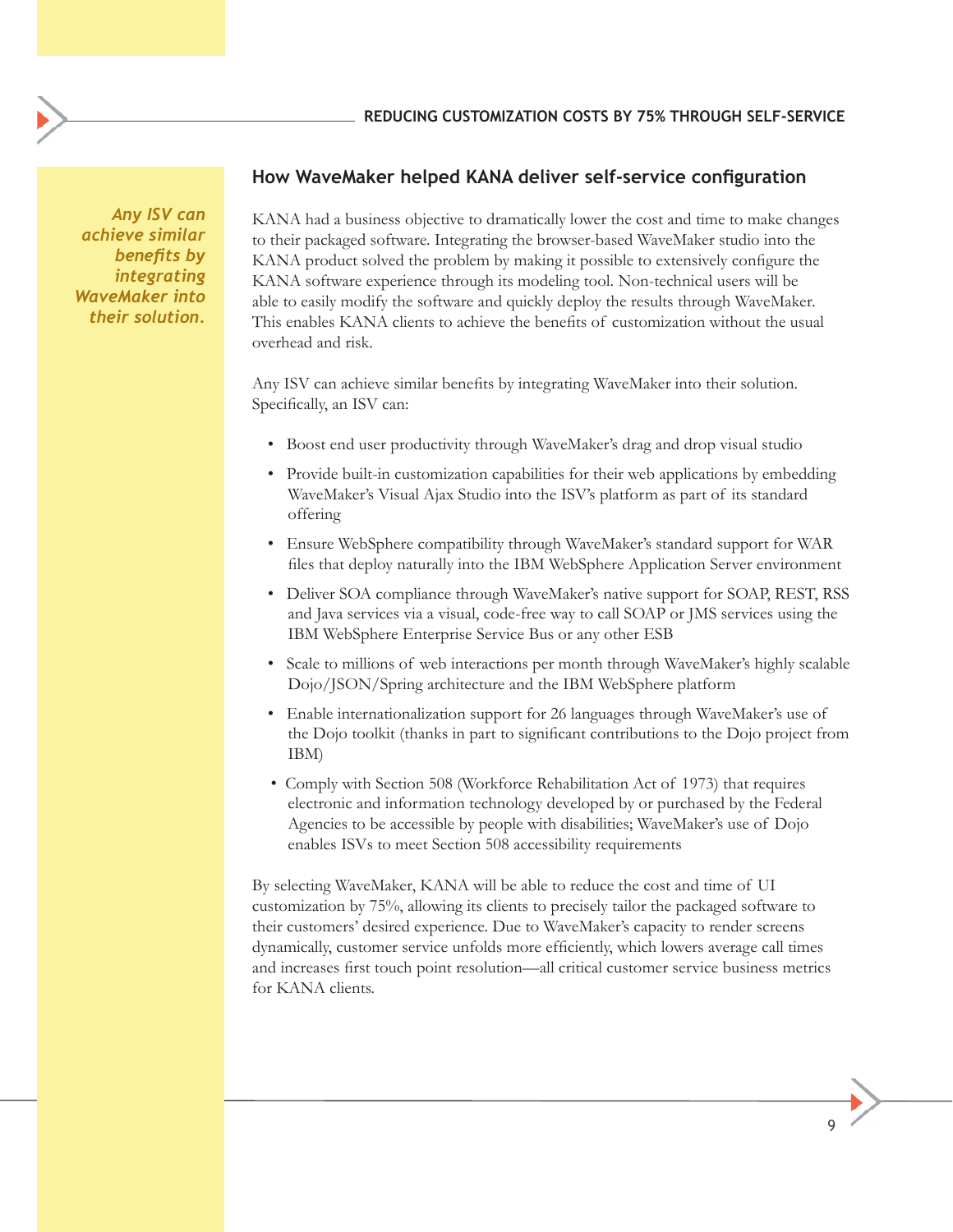## How WaveMaker helped KANA deliver self-service configuration

*Any ISV can achieve similar benefits by integrating WaveMaker into their solution.*

KANA had a business objective to dramatically lower the cost and time to make changes to their packaged software. Integrating the browser-based WaveMaker studio into the KANA product solved the problem by making it possible to extensively configure the KANA software experience through its modeling tool. Non-technical users will be able to easily modify the software and quickly deploy the results through WaveMaker. This enables KANA clients to achieve the benefits of customization without the usual overhead and risk.

Any ISV can achieve similar benefits by integrating WaveMaker into their solution. Specifically, an ISV can:

- Boost end user productivity through WaveMaker's drag and drop visual studio
- Provide built-in customization capabilities for their web applications by embedding WaveMaker's Visual Ajax Studio into the ISV's platform as part of its standard offering
- Ensure WebSphere compatibility through WaveMaker's standard support for WAR files that deploy naturally into the IBM WebSphere Application Server environment
- Deliver SOA compliance through WaveMaker's native support for SOAP, REST, RSS and Java services via a visual, code-free way to call SOAP or JMS services using the IBM WebSphere Enterprise Service Bus or any other ESB
- Scale to millions of web interactions per month through WaveMaker's highly scalable Dojo/JSON/Spring architecture and the IBM WebSphere platform
- Enable internationalization support for 26 languages through WaveMaker's use of the Dojo toolkit (thanks in part to significant contributions to the Dojo project from IBM)
- Comply with Section 508 (Workforce Rehabilitation Act of 1973) that requires electronic and information technology developed by or purchased by the Federal Agencies to be accessible by people with disabilities; WaveMaker's use of Dojo enables ISVs to meet Section 508 accessibility requirements

By selecting WaveMaker, KANA will be able to reduce the cost and time of UI customization by 75%, allowing its clients to precisely tailor the packaged software to their customers' desired experience. Due to WaveMaker's capacity to render screens dynamically, customer service unfolds more efficiently, which lowers average call times and increases first touch point resolution—all critical customer service business metrics for KANA clients.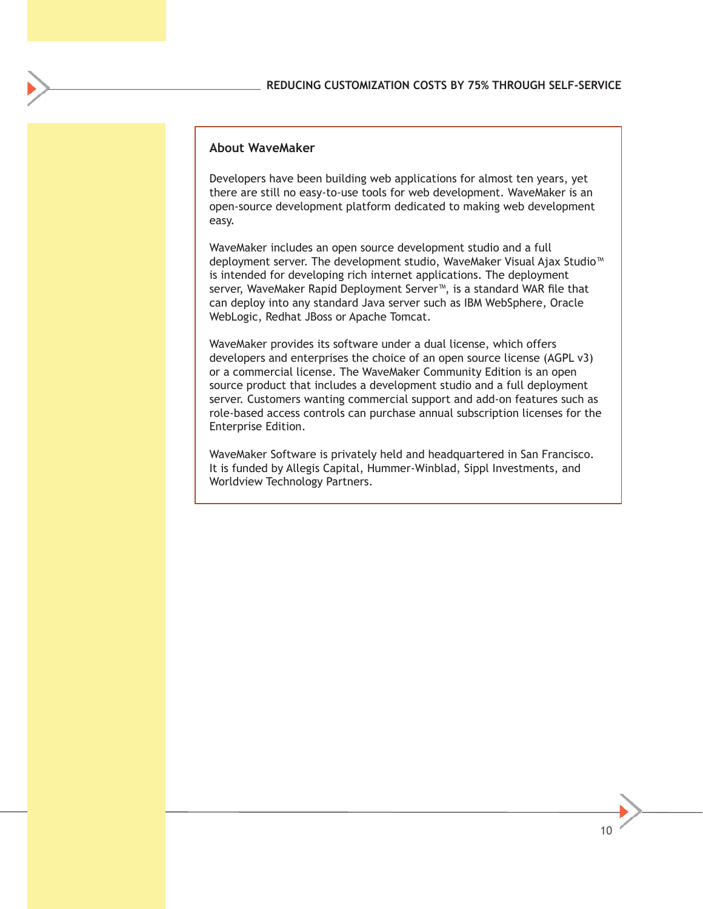## About WaveMaker

Developers have been building web applications for almost ten years, yet there are still no easy-to-use tools for web development. WaveMaker is an open-source development platform dedicated to making web development easy.

WaveMaker includes an open source development studio and a full deployment server. The development studio, WaveMaker Visual Ajax Studio™ is intended for developing rich internet applications. The deployment server, WaveMaker Rapid Deployment Server™, is a standard WAR file that can deploy into any standard Java server such as IBM WebSphere, Oracle WebLogic, Redhat JBoss or Apache Tomcat.

WaveMaker provides its software under a dual license, which offers developers and enterprises the choice of an open source license (AGPL v3) or a commercial license. The WaveMaker Community Edition is an open source product that includes a development studio and a full deployment server. Customers wanting commercial support and add-on features such as role-based access controls can purchase annual subscription licenses for the Enterprise Edition.

WaveMaker Software is privately held and headquartered in San Francisco. It is funded by Allegis Capital, Hummer-Winblad, Sippl Investments, and Worldview Technology Partners.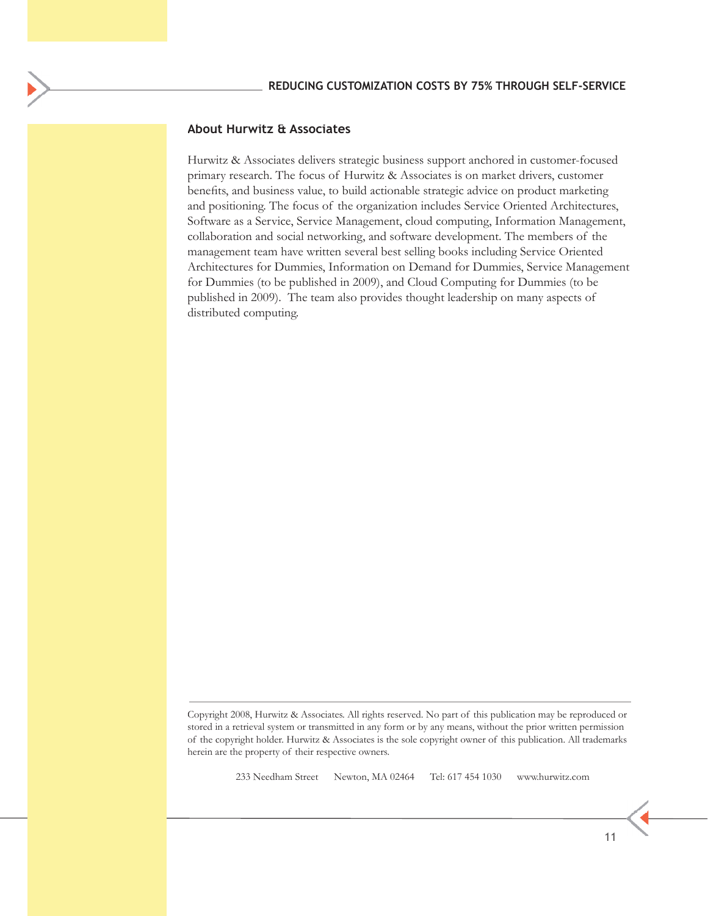## About Hurwitz & Associates

Hurwitz & Associates delivers strategic business support anchored in customer-focused primary research. The focus of Hurwitz & Associates is on market drivers, customer benefits, and business value, to build actionable strategic advice on product marketing and positioning. The focus of the organization includes Service Oriented Architectures, Software as a Service, Service Management, cloud computing, Information Management, collaboration and social networking, and software development. The members of the management team have written several best selling books including Service Oriented Architectures for Dummies, Information on Demand for Dummies, Service Management for Dummies (to be published in 2009), and Cloud Computing for Dummies (to be published in 2009). The team also provides thought leadership on many aspects of distributed computing.

---

Copyright 2008, Hurwitz & Associates. All rights reserved. No part of this publication may be reproduced or stored in a retrieval system or transmitted in any form or by any means, without the prior written permission of the copyright holder. Hurwitz & Associates is the sole copyright owner of this publication. All trademarks herein are the property of their respective owners.

233 Needham Street Newton, MA 02464 Tel: 617 454 1030 www.hurwitz.com